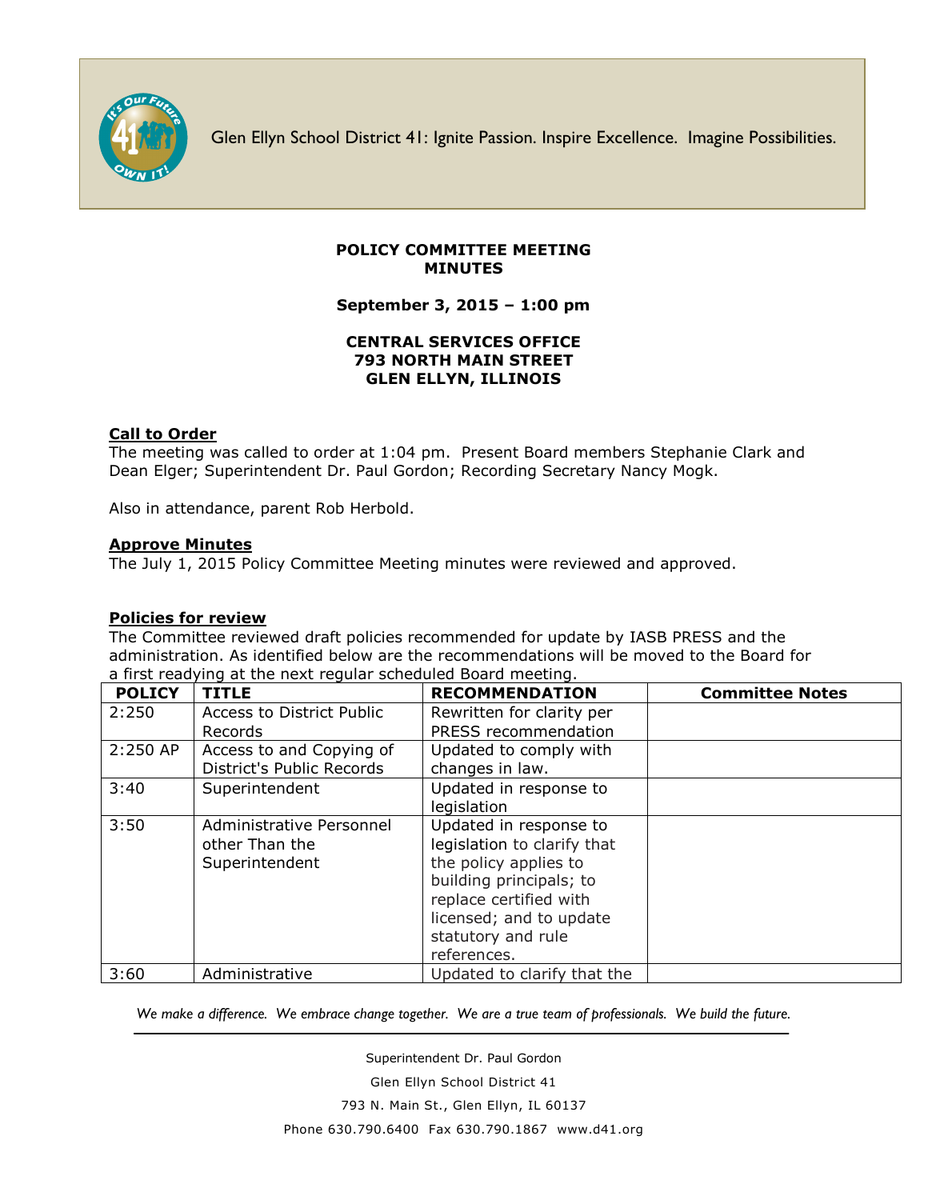Glen Ellyn School District 41: Ignite Passion. Inspire Excellence. Imagine Possibilities.

**POLICY COMMITTEE MEETING**
**MINUTES**

**September 3, 2015 – 1:00 pm**

**CENTRAL SERVICES OFFICE**
**793 NORTH MAIN STREET**
**GLEN ELLYN, ILLINOIS**

**Call to Order**

The meeting was called to order at 1:04 pm. Present Board members Stephanie Clark and Dean Elger; Superintendent Dr. Paul Gordon; Recording Secretary Nancy Mogk.

Also in attendance, parent Rob Herbold.

**Approve Minutes**

The July 1, 2015 Policy Committee Meeting minutes were reviewed and approved.

**Policies for review**

The Committee reviewed draft policies recommended for update by IASB PRESS and the administration. As identified below are the recommendations will be moved to the Board for a first readying at the next regular scheduled Board meeting.

| POLICY | TITLE | RECOMMENDATION | Committee Notes |
|---|---|---|---|
| 2:250 | Access to District Public Records | Rewritten for clarity per PRESS recommendation | |
| 2:250 AP | Access to and Copying of District's Public Records | Updated to comply with changes in law. | |
| 3:40 | Superintendent | Updated in response to legislation | |
| 3:50 | Administrative Personnel other Than the Superintendent | Updated in response to legislation to clarify that the policy applies to building principals; to replace certified with licensed; and to update statutory and rule references. | |
| 3:60 | Administrative | Updated to clarify that the | |

*We make a difference. We embrace change together. We are a true team of professionals. We build the future.*

Superintendent Dr. Paul Gordon
Glen Ellyn School District 41
793 N. Main St., Glen Ellyn, IL 60137
Phone 630.790.6400 Fax 630.790.1867 www.d41.org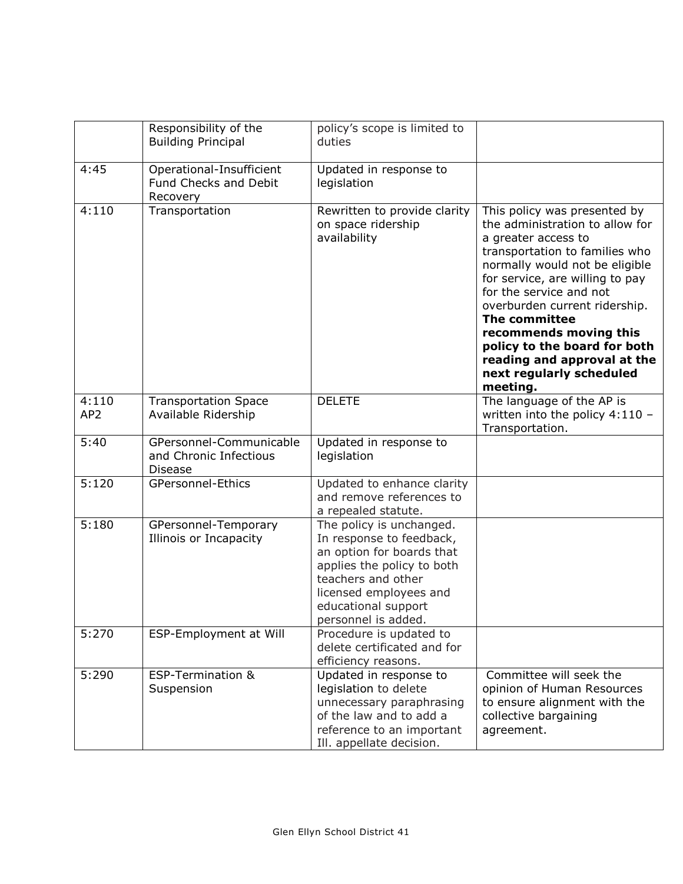| | | | |
|---|---|---|---|
| | Responsibility of the Building Principal | policy's scope is limited to duties | |
| 4:45 | Operational-Insufficient Fund Checks and Debit Recovery | Updated in response to legislation | |
| 4:110 | Transportation | Rewritten to provide clarity on space ridership availability | This policy was presented by the administration to allow for a greater access to transportation to families who normally would not be eligible for service, are willing to pay for the service and not overburden current ridership. **The committee recommends moving this policy to the board for both reading and approval at the next regularly scheduled meeting.** |
| 4:110 AP2 | Transportation Space Available Ridership | DELETE | The language of the AP is written into the policy 4:110 – Transportation. |
| 5:40 | GPersonnel-Communicable and Chronic Infectious Disease | Updated in response to legislation | |
| 5:120 | GPersonnel-Ethics | Updated to enhance clarity and remove references to a repealed statute. | |
| 5:180 | GPersonnel-Temporary Illinois or Incapacity | The policy is unchanged. In response to feedback, an option for boards that applies the policy to both teachers and other licensed employees and educational support personnel is added. | |
| 5:270 | ESP-Employment at Will | Procedure is updated to delete certificated and for efficiency reasons. | |
| 5:290 | ESP-Termination & Suspension | Updated in response to legislation to delete unnecessary paraphrasing of the law and to add a reference to an important Ill. appellate decision. | Committee will seek the opinion of Human Resources to ensure alignment with the collective bargaining agreement. |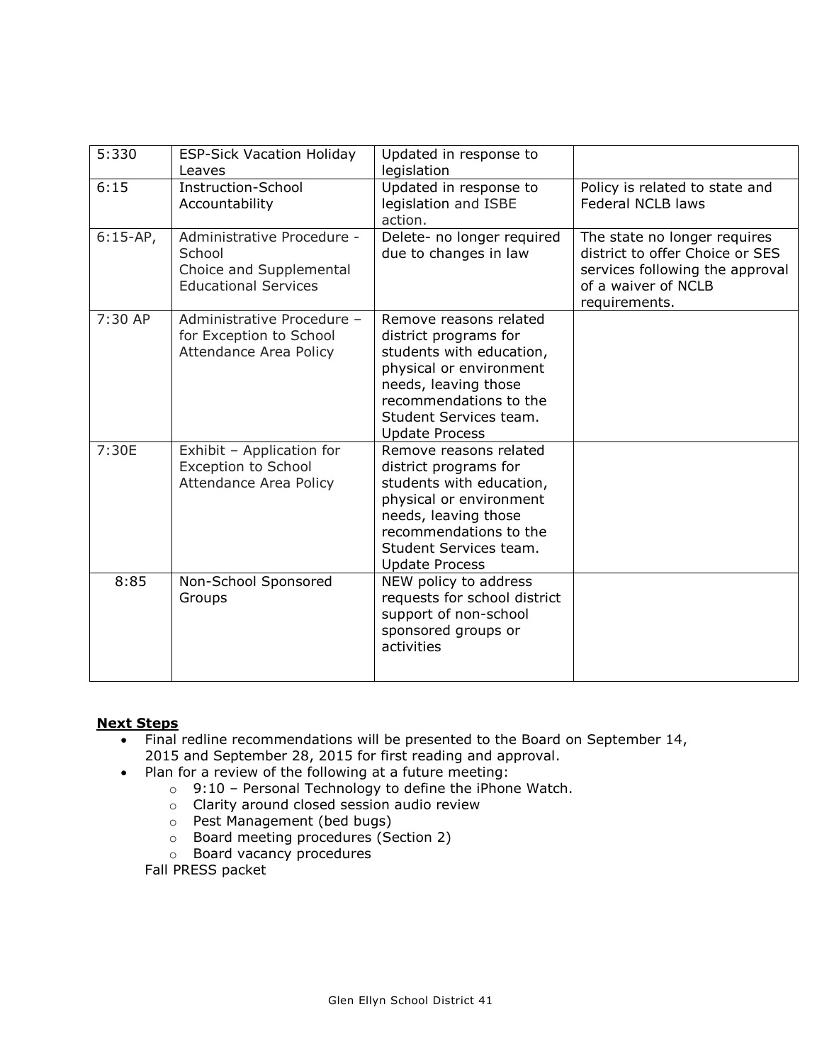| 5:330 | ESP-Sick Vacation Holiday Leaves | Updated in response to legislation | |
|---|---|---|---|
| 6:15 | Instruction-School Accountability | Updated in response to legislation and ISBE action. | Policy is related to state and Federal NCLB laws |
| 6:15-AP, | Administrative Procedure - School Choice and Supplemental Educational Services | Delete- no longer required due to changes in law | The state no longer requires district to offer Choice or SES services following the approval of a waiver of NCLB requirements. |
| 7:30 AP | Administrative Procedure – for Exception to School Attendance Area Policy | Remove reasons related district programs for students with education, physical or environment needs, leaving those recommendations to the Student Services team. Update Process | |
| 7:30E | Exhibit – Application for Exception to School Attendance Area Policy | Remove reasons related district programs for students with education, physical or environment needs, leaving those recommendations to the Student Services team. Update Process | |
| 8:85 | Non-School Sponsored Groups | NEW policy to address requests for school district support of non-school sponsored groups or activities | |

**Next Steps**

- Final redline recommendations will be presented to the Board on September 14, 2015 and September 28, 2015 for first reading and approval.
- Plan for a review of the following at a future meeting:
  - 9:10 – Personal Technology to define the iPhone Watch.
  - Clarity around closed session audio review
  - Pest Management (bed bugs)
  - Board meeting procedures (Section 2)
  - Board vacancy procedures

  Fall PRESS packet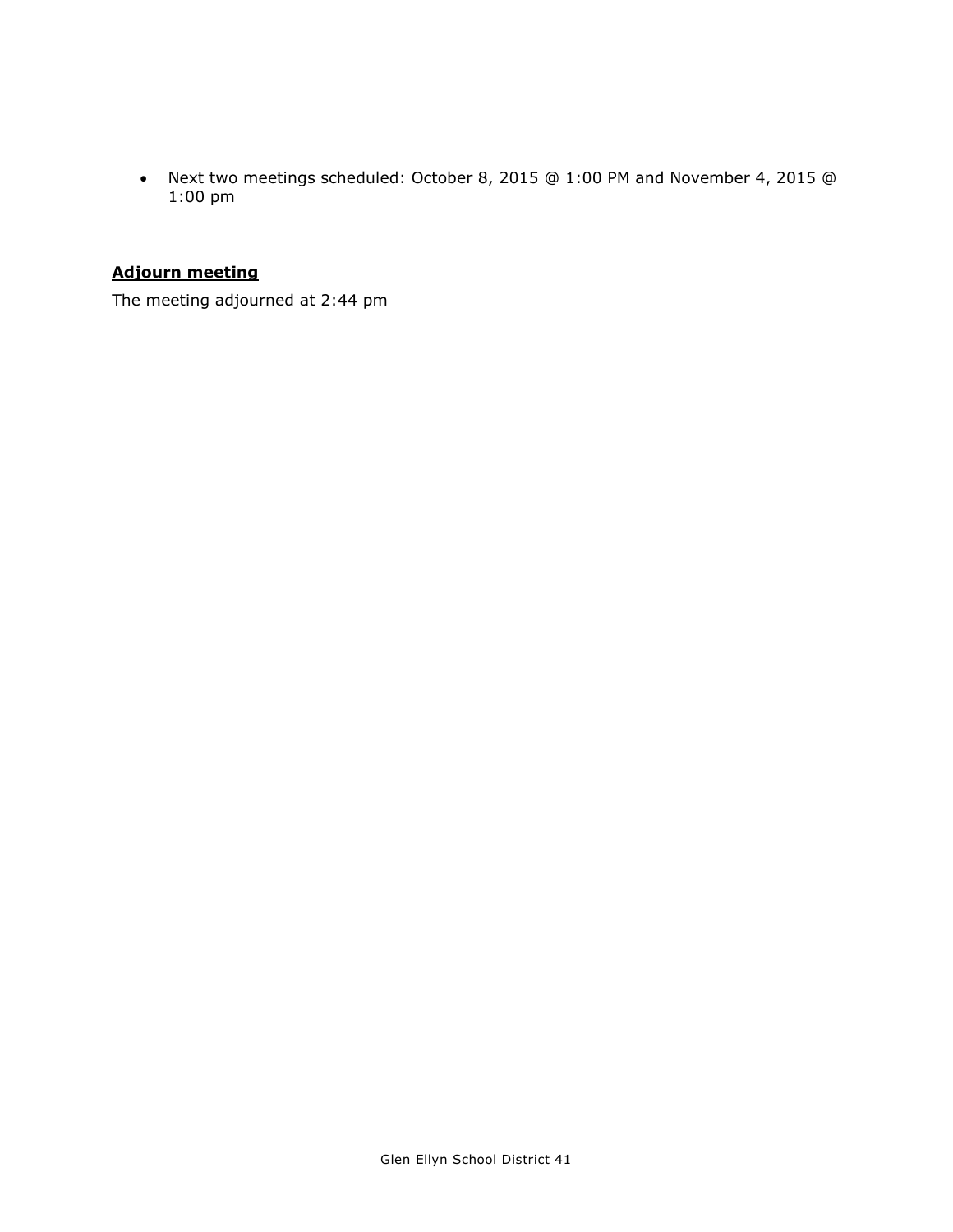- Next two meetings scheduled: October 8, 2015 @ 1:00 PM and November 4, 2015 @ 1:00 pm

**Adjourn meeting**

The meeting adjourned at 2:44 pm